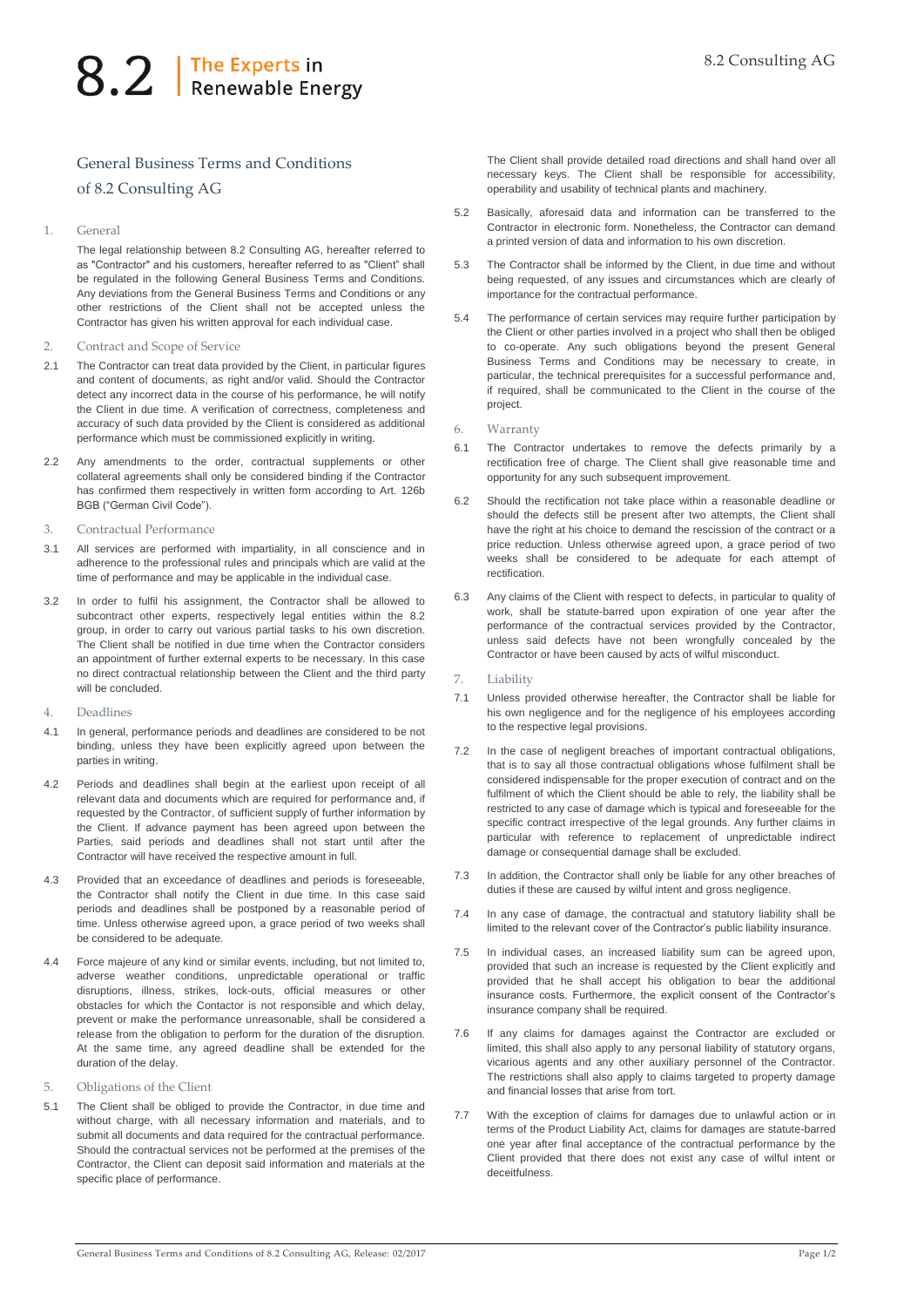# 8.2 | The Experts in Renewable Energy

8.2 Consulting AG

## General Business Terms and Conditions of 8.2 Consulting AG

### 1. General

The legal relationship between 8.2 Consulting AG, hereafter referred to as "Contractor" and his customers, hereafter referred to as "Client" shall be regulated in the following General Business Terms and Conditions. Any deviations from the General Business Terms and Conditions or any other restrictions of the Client shall not be accepted unless the Contractor has given his written approval for each individual case.

### 2. Contract and Scope of Service

2.1 The Contractor can treat data provided by the Client, in particular figures and content of documents, as right and/or valid. Should the Contractor detect any incorrect data in the course of his performance, he will notify the Client in due time. A verification of correctness, completeness and accuracy of such data provided by the Client is considered as additional performance which must be commissioned explicitly in writing.

2.2 Any amendments to the order, contractual supplements or other collateral agreements shall only be considered binding if the Contractor has confirmed them respectively in written form according to Art. 126b BGB ("German Civil Code").

### 3. Contractual Performance

3.1 All services are performed with impartiality, in all conscience and in adherence to the professional rules and principals which are valid at the time of performance and may be applicable in the individual case.

3.2 In order to fulfil his assignment, the Contractor shall be allowed to subcontract other experts, respectively legal entities within the 8.2 group, in order to carry out various partial tasks to his own discretion. The Client shall be notified in due time when the Contractor considers an appointment of further external experts to be necessary. In this case no direct contractual relationship between the Client and the third party will be concluded.

### 4. Deadlines

4.1 In general, performance periods and deadlines are considered to be not binding, unless they have been explicitly agreed upon between the parties in writing.

4.2 Periods and deadlines shall begin at the earliest upon receipt of all relevant data and documents which are required for performance and, if requested by the Contractor, of sufficient supply of further information by the Client. If advance payment has been agreed upon between the Parties, said periods and deadlines shall not start until after the Contractor will have received the respective amount in full.

4.3 Provided that an exceedance of deadlines and periods is foreseeable, the Contractor shall notify the Client in due time. In this case said periods and deadlines shall be postponed by a reasonable period of time. Unless otherwise agreed upon, a grace period of two weeks shall be considered to be adequate.

4.4 Force majeure of any kind or similar events, including, but not limited to, adverse weather conditions, unpredictable operational or traffic disruptions, illness, strikes, lock-outs, official measures or other obstacles for which the Contactor is not responsible and which delay, prevent or make the performance unreasonable, shall be considered a release from the obligation to perform for the duration of the disruption. At the same time, any agreed deadline shall be extended for the duration of the delay.

### 5. Obligations of the Client

5.1 The Client shall be obliged to provide the Contractor, in due time and without charge, with all necessary information and materials, and to submit all documents and data required for the contractual performance. Should the contractual services not be performed at the premises of the Contractor, the Client can deposit said information and materials at the specific place of performance.

The Client shall provide detailed road directions and shall hand over all necessary keys. The Client shall be responsible for accessibility, operability and usability of technical plants and machinery.

5.2 Basically, aforesaid data and information can be transferred to the Contractor in electronic form. Nonetheless, the Contractor can demand a printed version of data and information to his own discretion.

5.3 The Contractor shall be informed by the Client, in due time and without being requested, of any issues and circumstances which are clearly of importance for the contractual performance.

5.4 The performance of certain services may require further participation by the Client or other parties involved in a project who shall then be obliged to co-operate. Any such obligations beyond the present General Business Terms and Conditions may be necessary to create, in particular, the technical prerequisites for a successful performance and, if required, shall be communicated to the Client in the course of the project.

### 6. Warranty

6.1 The Contractor undertakes to remove the defects primarily by a rectification free of charge. The Client shall give reasonable time and opportunity for any such subsequent improvement.

6.2 Should the rectification not take place within a reasonable deadline or should the defects still be present after two attempts, the Client shall have the right at his choice to demand the rescission of the contract or a price reduction. Unless otherwise agreed upon, a grace period of two weeks shall be considered to be adequate for each attempt of rectification.

6.3 Any claims of the Client with respect to defects, in particular to quality of work, shall be statute-barred upon expiration of one year after the performance of the contractual services provided by the Contractor, unless said defects have not been wrongfully concealed by the Contractor or have been caused by acts of wilful misconduct.

### 7. Liability

7.1 Unless provided otherwise hereafter, the Contractor shall be liable for his own negligence and for the negligence of his employees according to the respective legal provisions.

7.2 In the case of negligent breaches of important contractual obligations, that is to say all those contractual obligations whose fulfilment shall be considered indispensable for the proper execution of contract and on the fulfilment of which the Client should be able to rely, the liability shall be restricted to any case of damage which is typical and foreseeable for the specific contract irrespective of the legal grounds. Any further claims in particular with reference to replacement of unpredictable indirect damage or consequential damage shall be excluded.

7.3 In addition, the Contractor shall only be liable for any other breaches of duties if these are caused by wilful intent and gross negligence.

7.4 In any case of damage, the contractual and statutory liability shall be limited to the relevant cover of the Contractor's public liability insurance.

7.5 In individual cases, an increased liability sum can be agreed upon, provided that such an increase is requested by the Client explicitly and provided that he shall accept his obligation to bear the additional insurance costs. Furthermore, the explicit consent of the Contractor's insurance company shall be required.

7.6 If any claims for damages against the Contractor are excluded or limited, this shall also apply to any personal liability of statutory organs, vicarious agents and any other auxiliary personnel of the Contractor. The restrictions shall also apply to claims targeted to property damage and financial losses that arise from tort.

7.7 With the exception of claims for damages due to unlawful action or in terms of the Product Liability Act, claims for damages are statute-barred one year after final acceptance of the contractual performance by the Client provided that there does not exist any case of wilful intent or deceitfulness.

General Business Terms and Conditions of 8.2 Consulting AG, Release: 02/2017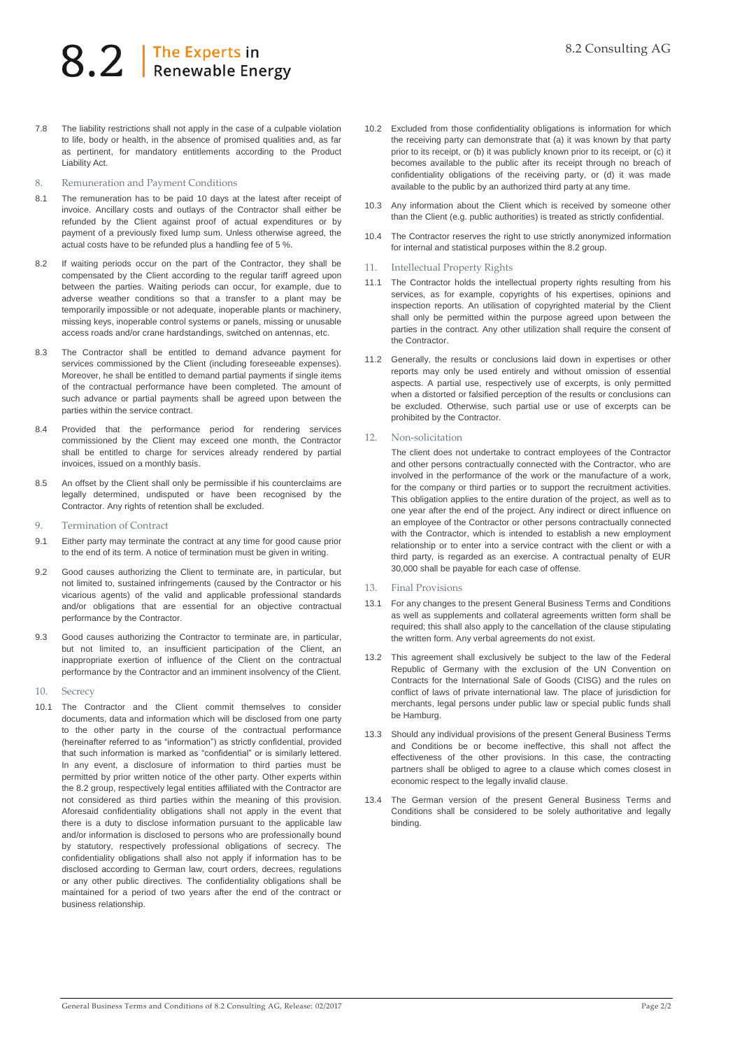7.8 The liability restrictions shall not apply in the case of a culpable violation to life, body or health, in the absence of promised qualities and, as far as pertinent, for mandatory entitlements according to the Product Liability Act.

## 8. Remuneration and Payment Conditions

8.1 The remuneration has to be paid 10 days at the latest after receipt of invoice. Ancillary costs and outlays of the Contractor shall either be refunded by the Client against proof of actual expenditures or by payment of a previously fixed lump sum. Unless otherwise agreed, the actual costs have to be refunded plus a handling fee of 5 %.

8.2 If waiting periods occur on the part of the Contractor, they shall be compensated by the Client according to the regular tariff agreed upon between the parties. Waiting periods can occur, for example, due to adverse weather conditions so that a transfer to a plant may be temporarily impossible or not adequate, inoperable plants or machinery, missing keys, inoperable control systems or panels, missing or unusable access roads and/or crane hardstandings, switched on antennas, etc.

8.3 The Contractor shall be entitled to demand advance payment for services commissioned by the Client (including foreseeable expenses). Moreover, he shall be entitled to demand partial payments if single items of the contractual performance have been completed. The amount of such advance or partial payments shall be agreed upon between the parties within the service contract.

8.4 Provided that the performance period for rendering services commissioned by the Client may exceed one month, the Contractor shall be entitled to charge for services already rendered by partial invoices, issued on a monthly basis.

8.5 An offset by the Client shall only be permissible if his counterclaims are legally determined, undisputed or have been recognised by the Contractor. Any rights of retention shall be excluded.

## 9. Termination of Contract

9.1 Either party may terminate the contract at any time for good cause prior to the end of its term. A notice of termination must be given in writing.

9.2 Good causes authorizing the Client to terminate are, in particular, but not limited to, sustained infringements (caused by the Contractor or his vicarious agents) of the valid and applicable professional standards and/or obligations that are essential for an objective contractual performance by the Contractor.

9.3 Good causes authorizing the Contractor to terminate are, in particular, but not limited to, an insufficient participation of the Client, an inappropriate exertion of influence of the Client on the contractual performance by the Contractor and an imminent insolvency of the Client.

## 10. Secrecy

10.1 The Contractor and the Client commit themselves to consider documents, data and information which will be disclosed from one party to the other party in the course of the contractual performance (hereinafter referred to as "information") as strictly confidential, provided that such information is marked as "confidential" or is similarly lettered. In any event, a disclosure of information to third parties must be permitted by prior written notice of the other party. Other experts within the 8.2 group, respectively legal entities affiliated with the Contractor are not considered as third parties within the meaning of this provision. Aforesaid confidentiality obligations shall not apply in the event that there is a duty to disclose information pursuant to the applicable law and/or information is disclosed to persons who are professionally bound by statutory, respectively professional obligations of secrecy. The confidentiality obligations shall also not apply if information has to be disclosed according to German law, court orders, decrees, regulations or any other public directives. The confidentiality obligations shall be maintained for a period of two years after the end of the contract or business relationship.

10.2 Excluded from those confidentiality obligations is information for which the receiving party can demonstrate that (a) it was known by that party prior to its receipt, or (b) it was publicly known prior to its receipt, or (c) it becomes available to the public after its receipt through no breach of confidentiality obligations of the receiving party, or (d) it was made available to the public by an authorized third party at any time.

10.3 Any information about the Client which is received by someone other than the Client (e.g. public authorities) is treated as strictly confidential.

10.4 The Contractor reserves the right to use strictly anonymized information for internal and statistical purposes within the 8.2 group.

## 11. Intellectual Property Rights

11.1 The Contractor holds the intellectual property rights resulting from his services, as for example, copyrights of his expertises, opinions and inspection reports. An utilisation of copyrighted material by the Client shall only be permitted within the purpose agreed upon between the parties in the contract. Any other utilization shall require the consent of the Contractor.

11.2 Generally, the results or conclusions laid down in expertises or other reports may only be used entirely and without omission of essential aspects. A partial use, respectively use of excerpts, is only permitted when a distorted or falsified perception of the results or conclusions can be excluded. Otherwise, such partial use or use of excerpts can be prohibited by the Contractor.

## 12. Non-solicitation

The client does not undertake to contract employees of the Contractor and other persons contractually connected with the Contractor, who are involved in the performance of the work or the manufacture of a work, for the company or third parties or to support the recruitment activities. This obligation applies to the entire duration of the project, as well as to one year after the end of the project. Any indirect or direct influence on an employee of the Contractor or other persons contractually connected with the Contractor, which is intended to establish a new employment relationship or to enter into a service contract with the client or with a third party, is regarded as an exercise. A contractual penalty of EUR 30,000 shall be payable for each case of offense.

## 13. Final Provisions

13.1 For any changes to the present General Business Terms and Conditions as well as supplements and collateral agreements written form shall be required; this shall also apply to the cancellation of the clause stipulating the written form. Any verbal agreements do not exist.

13.2 This agreement shall exclusively be subject to the law of the Federal Republic of Germany with the exclusion of the UN Convention on Contracts for the International Sale of Goods (CISG) and the rules on conflict of laws of private international law. The place of jurisdiction for merchants, legal persons under public law or special public funds shall be Hamburg.

13.3 Should any individual provisions of the present General Business Terms and Conditions be or become ineffective, this shall not affect the effectiveness of the other provisions. In this case, the contracting partners shall be obliged to agree to a clause which comes closest in economic respect to the legally invalid clause.

13.4 The German version of the present General Business Terms and Conditions shall be considered to be solely authoritative and legally binding.